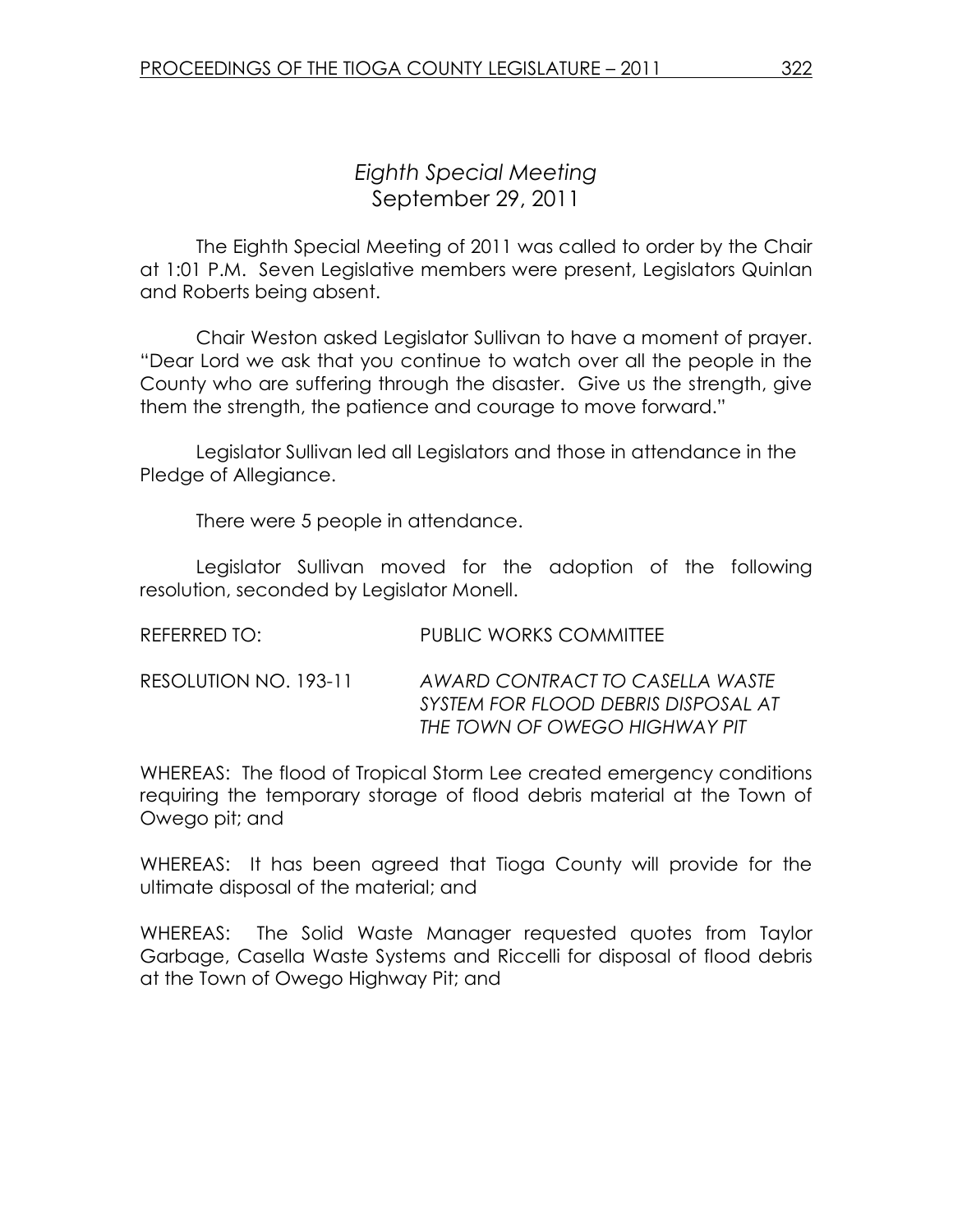# *Eighth Special Meeting*
## September 29, 2011

The Eighth Special Meeting of 2011 was called to order by the Chair at 1:01 P.M. Seven Legislative members were present, Legislators Quinlan and Roberts being absent.

Chair Weston asked Legislator Sullivan to have a moment of prayer. "Dear Lord we ask that you continue to watch over all the people in the County who are suffering through the disaster. Give us the strength, give them the strength, the patience and courage to move forward."

Legislator Sullivan led all Legislators and those in attendance in the Pledge of Allegiance.

There were 5 people in attendance.

Legislator Sullivan moved for the adoption of the following resolution, seconded by Legislator Monell.

REFERRED TO: PUBLIC WORKS COMMITTEE

RESOLUTION NO. 193-11 *AWARD CONTRACT TO CASELLA WASTE SYSTEM FOR FLOOD DEBRIS DISPOSAL AT THE TOWN OF OWEGO HIGHWAY PIT*

WHEREAS: The flood of Tropical Storm Lee created emergency conditions requiring the temporary storage of flood debris material at the Town of Owego pit; and

WHEREAS: It has been agreed that Tioga County will provide for the ultimate disposal of the material; and

WHEREAS: The Solid Waste Manager requested quotes from Taylor Garbage, Casella Waste Systems and Riccelli for disposal of flood debris at the Town of Owego Highway Pit; and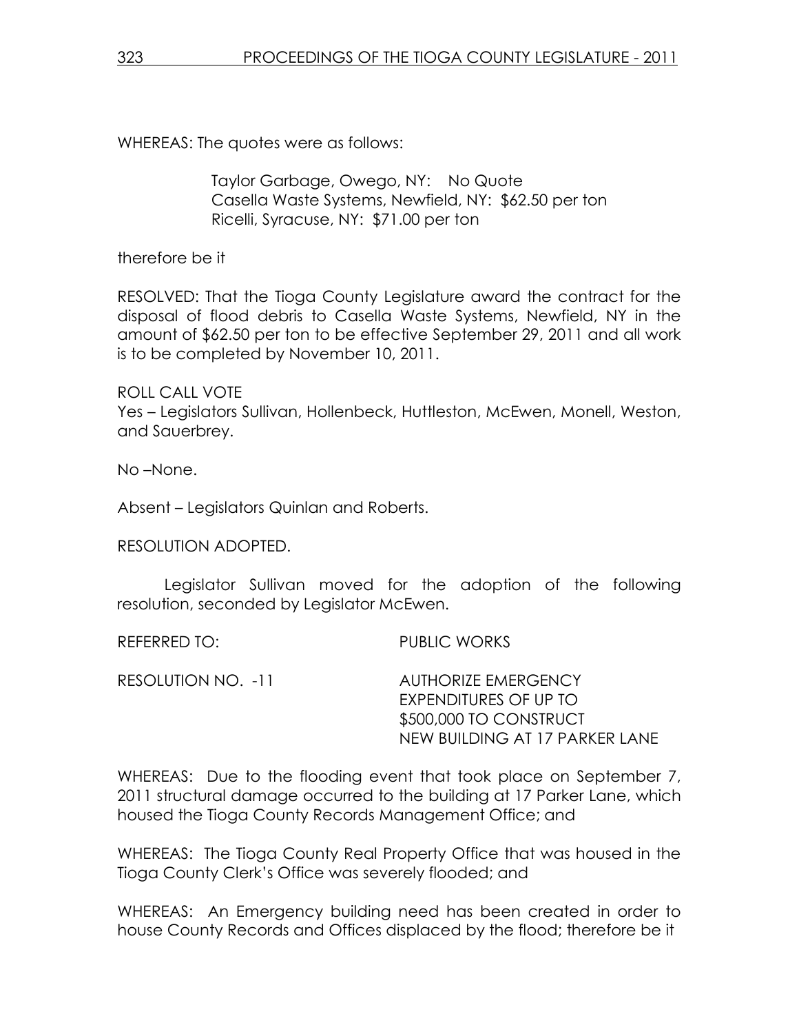WHEREAS: The quotes were as follows:

Taylor Garbage, Owego, NY: No Quote
Casella Waste Systems, Newfield, NY: $62.50 per ton
Ricelli, Syracuse, NY: $71.00 per ton

therefore be it

RESOLVED: That the Tioga County Legislature award the contract for the disposal of flood debris to Casella Waste Systems, Newfield, NY in the amount of $62.50 per ton to be effective September 29, 2011 and all work is to be completed by November 10, 2011.

ROLL CALL VOTE
Yes – Legislators Sullivan, Hollenbeck, Huttleston, McEwen, Monell, Weston, and Sauerbrey.

No –None.

Absent – Legislators Quinlan and Roberts.

RESOLUTION ADOPTED.

Legislator Sullivan moved for the adoption of the following resolution, seconded by Legislator McEwen.

REFERRED TO: PUBLIC WORKS

RESOLUTION NO. -11 AUTHORIZE EMERGENCY EXPENDITURES OF UP TO $500,000 TO CONSTRUCT NEW BUILDING AT 17 PARKER LANE

WHEREAS: Due to the flooding event that took place on September 7, 2011 structural damage occurred to the building at 17 Parker Lane, which housed the Tioga County Records Management Office; and

WHEREAS: The Tioga County Real Property Office that was housed in the Tioga County Clerk's Office was severely flooded; and

WHEREAS: An Emergency building need has been created in order to house County Records and Offices displaced by the flood; therefore be it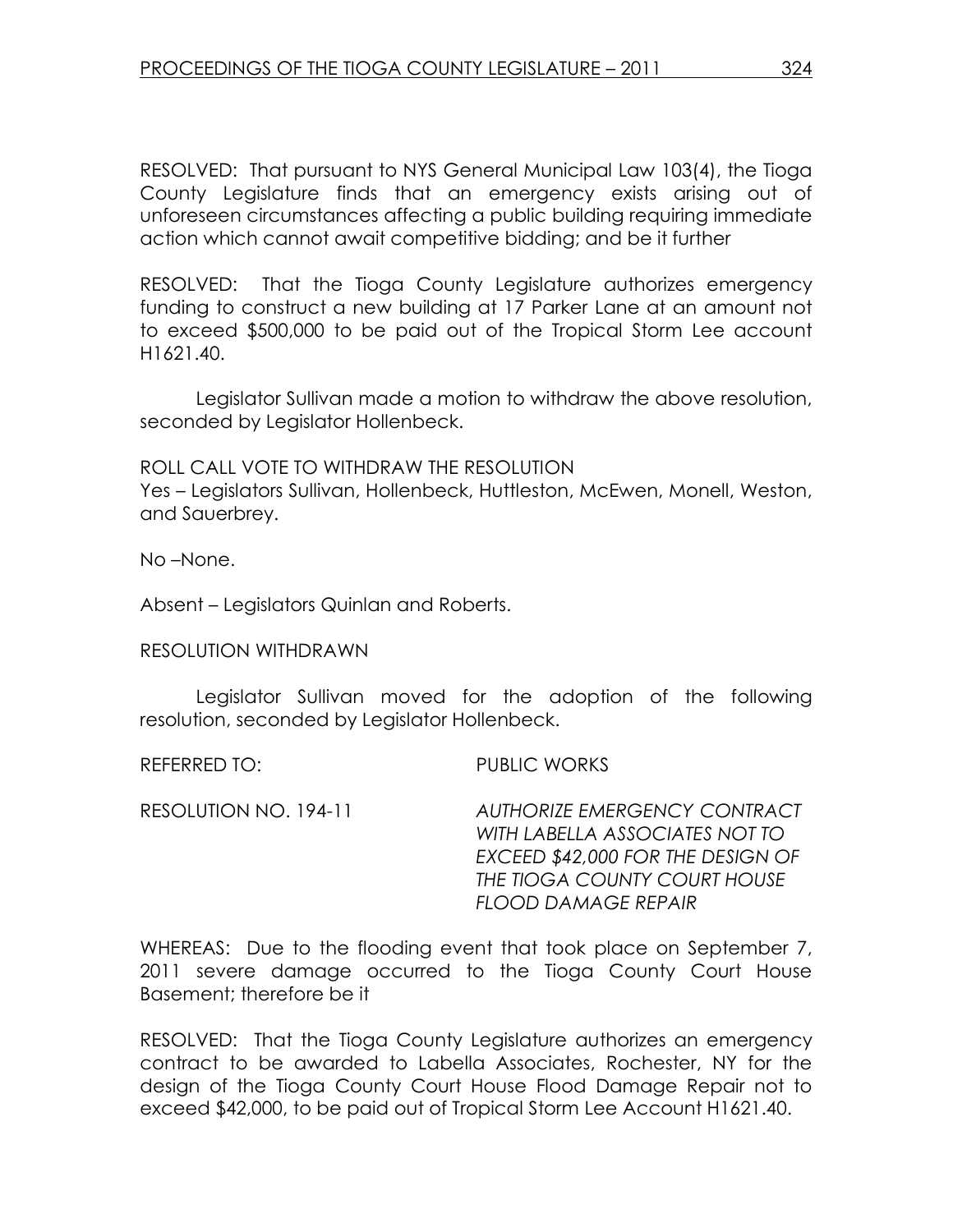RESOLVED: That pursuant to NYS General Municipal Law 103(4), the Tioga County Legislature finds that an emergency exists arising out of unforeseen circumstances affecting a public building requiring immediate action which cannot await competitive bidding; and be it further

RESOLVED: That the Tioga County Legislature authorizes emergency funding to construct a new building at 17 Parker Lane at an amount not to exceed $500,000 to be paid out of the Tropical Storm Lee account H1621.40.

Legislator Sullivan made a motion to withdraw the above resolution, seconded by Legislator Hollenbeck.

ROLL CALL VOTE TO WITHDRAW THE RESOLUTION
Yes – Legislators Sullivan, Hollenbeck, Huttleston, McEwen, Monell, Weston, and Sauerbrey.

No –None.

Absent – Legislators Quinlan and Roberts.

RESOLUTION WITHDRAWN

Legislator Sullivan moved for the adoption of the following resolution, seconded by Legislator Hollenbeck.

REFERRED TO: PUBLIC WORKS

RESOLUTION NO. 194-11 *AUTHORIZE EMERGENCY CONTRACT WITH LABELLA ASSOCIATES NOT TO EXCEED $42,000 FOR THE DESIGN OF THE TIOGA COUNTY COURT HOUSE FLOOD DAMAGE REPAIR*

WHEREAS: Due to the flooding event that took place on September 7, 2011 severe damage occurred to the Tioga County Court House Basement; therefore be it

RESOLVED: That the Tioga County Legislature authorizes an emergency contract to be awarded to Labella Associates, Rochester, NY for the design of the Tioga County Court House Flood Damage Repair not to exceed $42,000, to be paid out of Tropical Storm Lee Account H1621.40.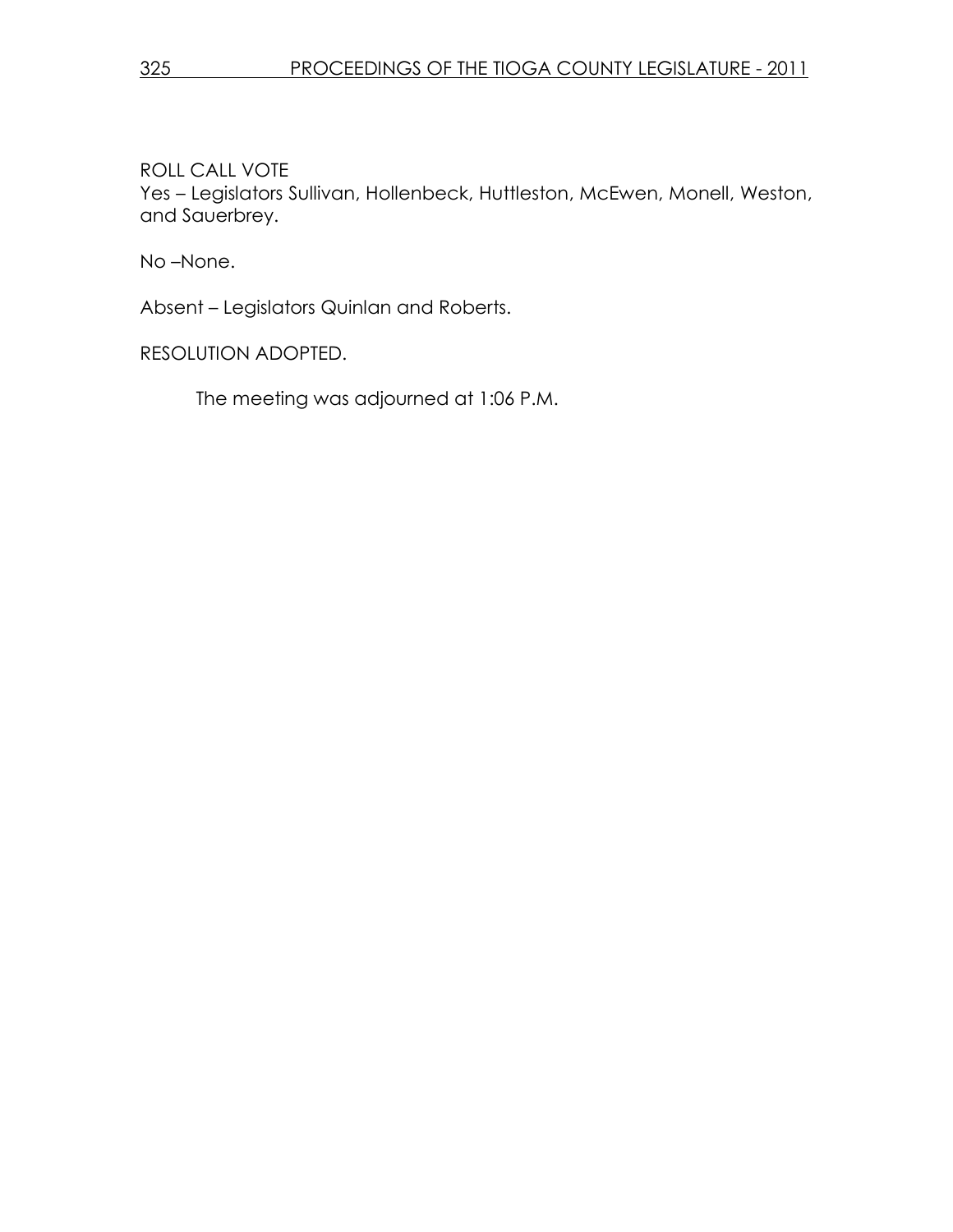ROLL CALL VOTE
Yes – Legislators Sullivan, Hollenbeck, Huttleston, McEwen, Monell, Weston, and Sauerbrey.

No –None.

Absent – Legislators Quinlan and Roberts.

RESOLUTION ADOPTED.

The meeting was adjourned at 1:06 P.M.